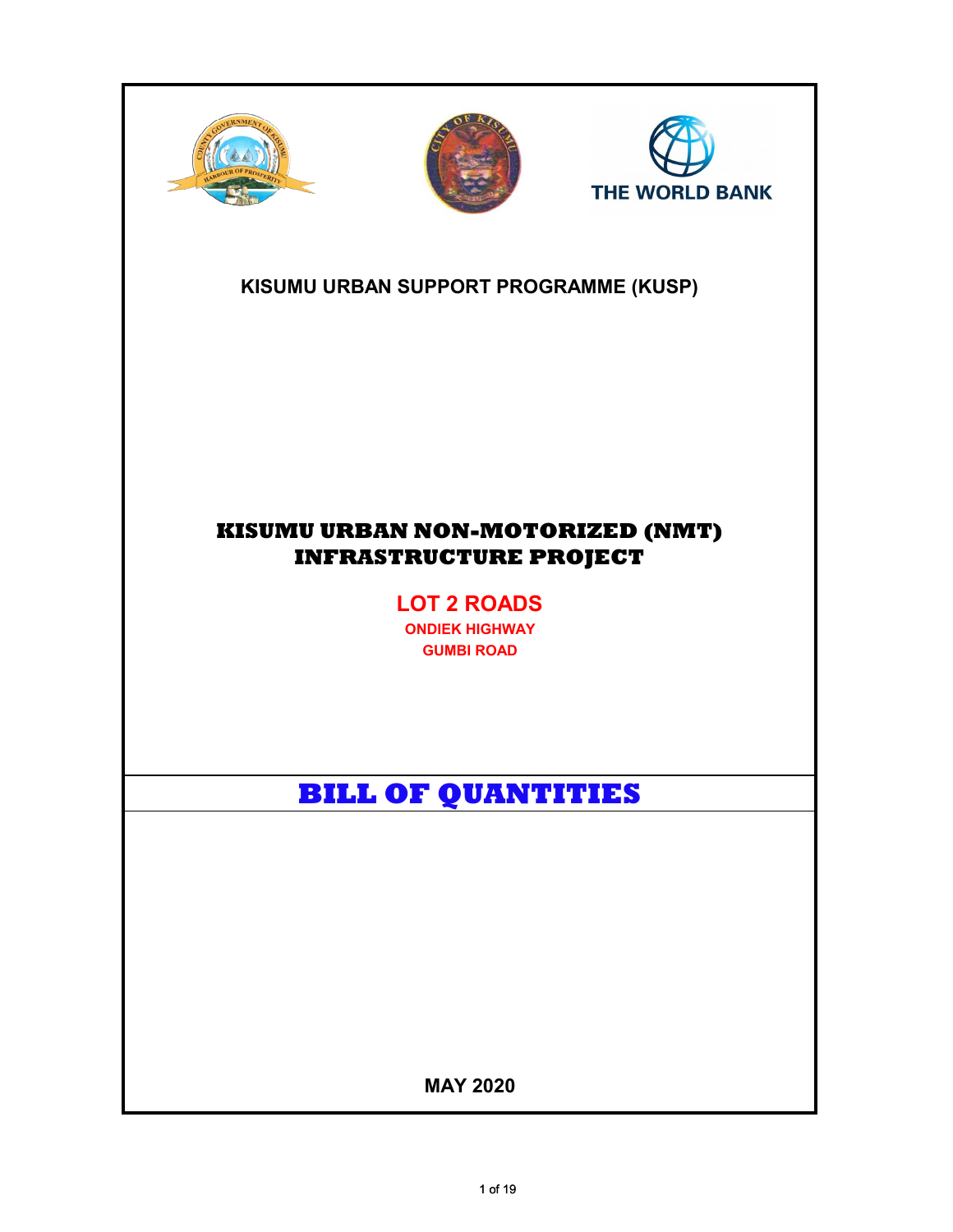THE WORLD BANK

## KISUMU URBAN SUPPORT PROGRAMME (KUSP)

# KISUMU URBAN NON-MOTORIZED (NMT) INFRASTRUCTURE PROJECT

## LOT 2 ROADS

**ONDIEK HIGHWAY**

**GUMBI ROAD**

# BILL OF QUANTITIES

**MAY 2020**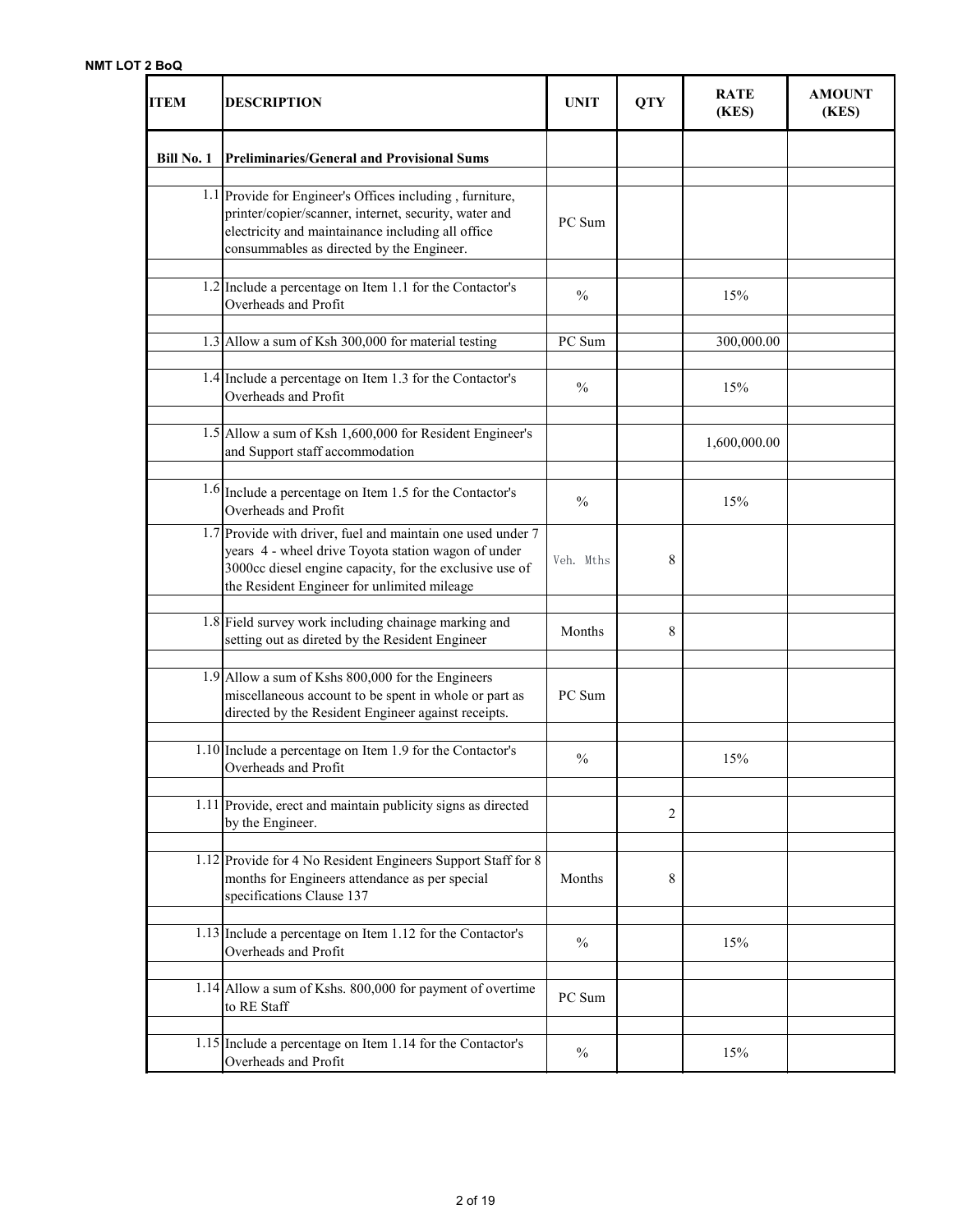**NMT LOT 2 BoQ**

| ITEM | DESCRIPTION | UNIT | QTY | RATE (KES) | AMOUNT (KES) |
|---|---|---|---|---|---|
| **Bill No. 1** | **Preliminaries/General and Provisional Sums** | | | | |
| 1.1 | Provide for Engineer's Offices including , furniture, printer/copier/scanner, internet, security, water and electricity and maintainance including all office consummables as directed by the Engineer. | PC Sum | | | |
| 1.2 | Include a percentage on Item 1.1 for the Contactor's Overheads and Profit | % | | 15% | |
| 1.3 | Allow a sum of Ksh 300,000 for material testing | PC Sum | | 300,000.00 | |
| 1.4 | Include a percentage on Item 1.3 for the Contactor's Overheads and Profit | % | | 15% | |
| 1.5 | Allow a sum of Ksh 1,600,000 for Resident Engineer's and Support staff accommodation | | | 1,600,000.00 | |
| 1.6 | Include a percentage on Item 1.5 for the Contactor's Overheads and Profit | % | | 15% | |
| 1.7 | Provide with driver, fuel and maintain one used under 7 years 4 - wheel drive Toyota station wagon of under 3000cc diesel engine capacity, for the exclusive use of the Resident Engineer for unlimited mileage | Veh. Mths | 8 | | |
| 1.8 | Field survey work including chainage marking and setting out as direted by the Resident Engineer | Months | 8 | | |
| 1.9 | Allow a sum of Kshs 800,000 for the Engineers miscellaneous account to be spent in whole or part as directed by the Resident Engineer against receipts. | PC Sum | | | |
| 1.10 | Include a percentage on Item 1.9 for the Contactor's Overheads and Profit | % | | 15% | |
| 1.11 | Provide, erect and maintain publicity signs as directed by the Engineer. | | 2 | | |
| 1.12 | Provide for 4 No Resident Engineers Support Staff for 8 months for Engineers attendance as per special specifications Clause 137 | Months | 8 | | |
| 1.13 | Include a percentage on Item 1.12 for the Contactor's Overheads and Profit | % | | 15% | |
| 1.14 | Allow a sum of Kshs. 800,000 for payment of overtime to RE Staff | PC Sum | | | |
| 1.15 | Include a percentage on Item 1.14 for the Contactor's Overheads and Profit | % | | 15% | |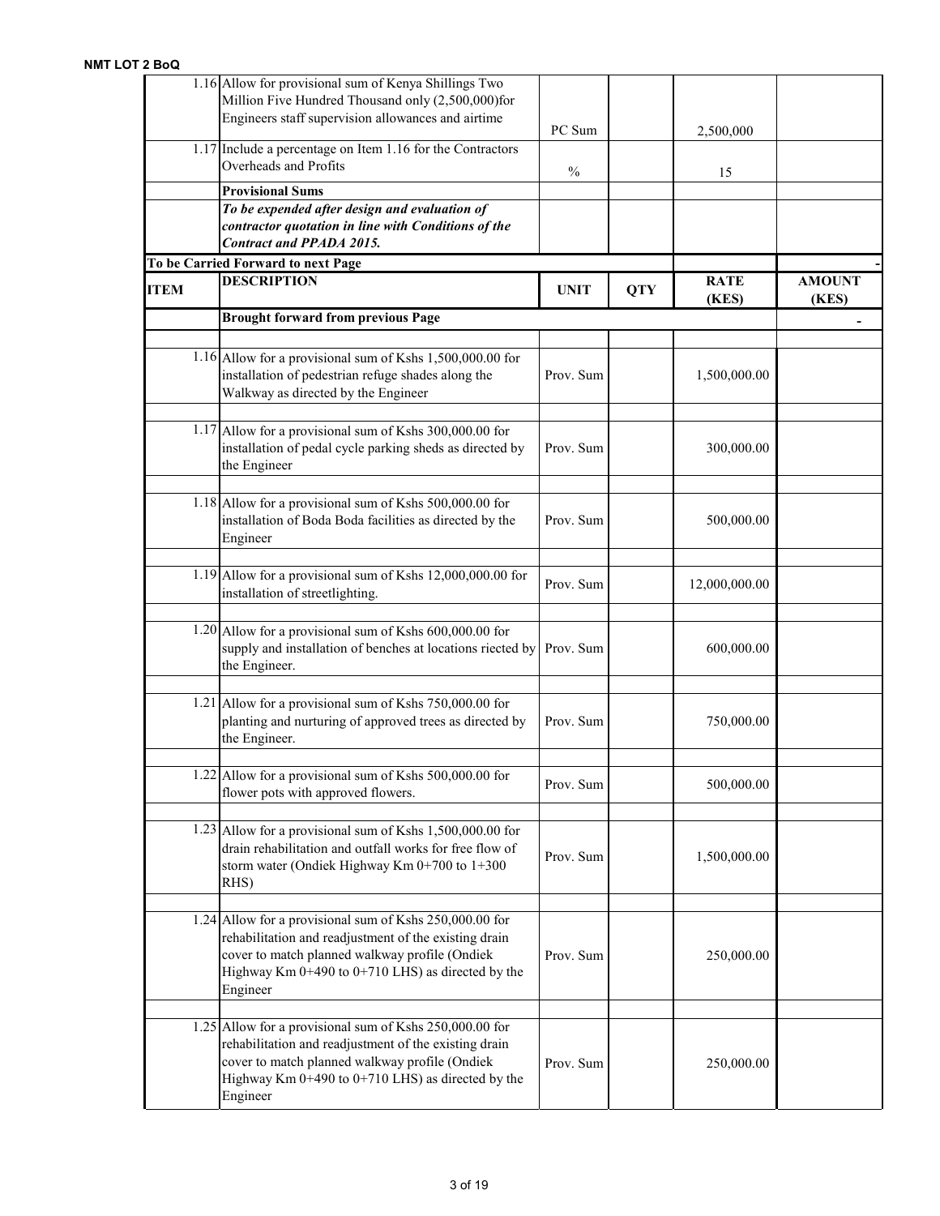| ITEM | DESCRIPTION | UNIT | QTY | RATE (KES) | AMOUNT (KES) |
|---|---|---|---|---|---|
| 1.16 | Allow for provisional sum of Kenya Shillings Two Million Five Hundred Thousand only (2,500,000)for Engineers staff supervision allowances and airtime | PC Sum | | 2,500,000 | |
| 1.17 | Include a percentage on Item 1.16 for the Contractors Overheads and Profits | % | | 15 | |
| | **Provisional Sums** | | | | |
| | ***To be expended after design and evaluation of contractor quotation in line with Conditions of the Contract and PPADA 2015.*** | | | | |
| | **To be Carried Forward to next Page** | | | | - |

| ITEM | DESCRIPTION | UNIT | QTY | RATE (KES) | AMOUNT (KES) |
|---|---|---|---|---|---|
| | **Brought forward from previous Page** | | | | - |
| 1.16 | Allow for a provisional sum of Kshs 1,500,000.00 for installation of pedestrian refuge shades along the Walkway as directed by the Engineer | Prov. Sum | | 1,500,000.00 | |
| 1.17 | Allow for a provisional sum of Kshs 300,000.00 for installation of pedal cycle parking sheds as directed by the Engineer | Prov. Sum | | 300,000.00 | |
| 1.18 | Allow for a provisional sum of Kshs 500,000.00 for installation of Boda Boda facilities as directed by the Engineer | Prov. Sum | | 500,000.00 | |
| 1.19 | Allow for a provisional sum of Kshs 12,000,000.00 for installation of streetlighting. | Prov. Sum | | 12,000,000.00 | |
| 1.20 | Allow for a provisional sum of Kshs 600,000.00 for supply and installation of benches at locations riected by the Engineer. | Prov. Sum | | 600,000.00 | |
| 1.21 | Allow for a provisional sum of Kshs 750,000.00 for planting and nurturing of approved trees as directed by the Engineer. | Prov. Sum | | 750,000.00 | |
| 1.22 | Allow for a provisional sum of Kshs 500,000.00 for flower pots with approved flowers. | Prov. Sum | | 500,000.00 | |
| 1.23 | Allow for a provisional sum of Kshs 1,500,000.00 for drain rehabilitation and outfall works for free flow of storm water (Ondiek Highway Km 0+700 to 1+300 RHS) | Prov. Sum | | 1,500,000.00 | |
| 1.24 | Allow for a provisional sum of Kshs 250,000.00 for rehabilitation and readjustment of the existing drain cover to match planned walkway profile (Ondiek Highway Km 0+490 to 0+710 LHS) as directed by the Engineer | Prov. Sum | | 250,000.00 | |
| 1.25 | Allow for a provisional sum of Kshs 250,000.00 for rehabilitation and readjustment of the existing drain cover to match planned walkway profile (Ondiek Highway Km 0+490 to 0+710 LHS) as directed by the Engineer | Prov. Sum | | 250,000.00 | |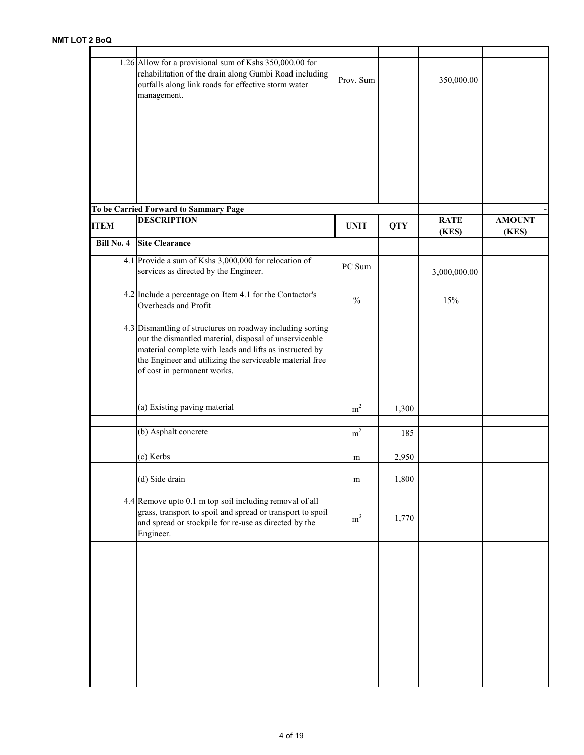| ITEM | DESCRIPTION | UNIT | QTY | RATE (KES) | AMOUNT (KES) |
|---|---|---|---|---|---|
| 1.26 | Allow for a provisional sum of Kshs 350,000.00 for rehabilitation of the drain along Gumbi Road including outfalls along link roads for effective storm water management. | Prov. Sum | | 350,000.00 | |
| | **To be Carried Forward to Sammary Page** | | | | - |

| ITEM | DESCRIPTION | UNIT | QTY | RATE (KES) | AMOUNT (KES) |
|---|---|---|---|---|---|
| **Bill No. 4** | **Site Clearance** | | | | |
| 4.1 | Provide a sum of Kshs 3,000,000 for relocation of services as directed by the Engineer. | PC Sum | | 3,000,000.00 | |
| 4.2 | Include a percentage on Item 4.1 for the Contactor's Overheads and Profit | % | | 15% | |
| 4.3 | Dismantling of structures on roadway including sorting out the dismantled material, disposal of unserviceable material complete with leads and lifts as instructed by the Engineer and utilizing the serviceable material free of cost in permanent works. | | | | |
| | (a) Existing paving material | $m^2$ | 1,300 | | |
| | (b) Asphalt concrete | $m^2$ | 185 | | |
| | (c) Kerbs | m | 2,950 | | |
| | (d) Side drain | m | 1,800 | | |
| 4.4 | Remove upto 0.1 m top soil including removal of all grass, transport to spoil and spread or transport to spoil and spread or stockpile for re-use as directed by the Engineer. | $m^3$ | 1,770 | | |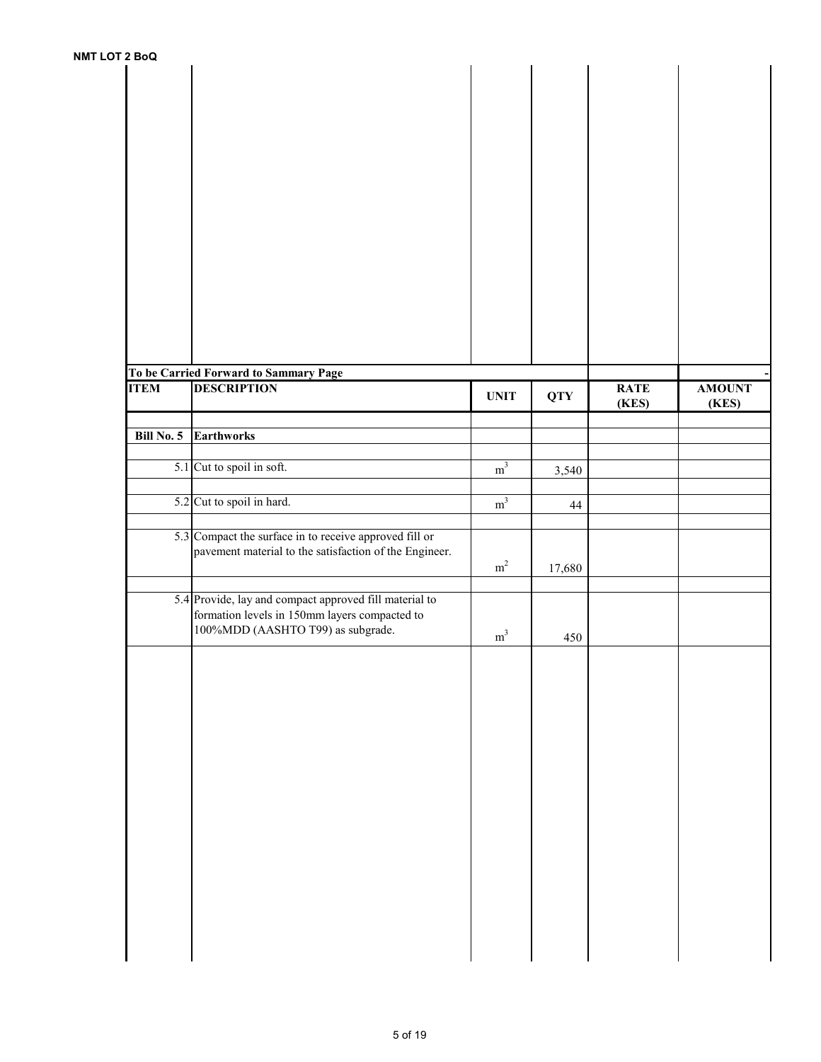| To be Carried Forward to Sammary Page | | | | | - |
|---|---|---|---|---|---|
| **ITEM** | **DESCRIPTION** | **UNIT** | **QTY** | **RATE (KES)** | **AMOUNT (KES)** |
| **Bill No. 5** | **Earthworks** | | | | |
| 5.1 | Cut to spoil in soft. | $m^3$ | 3,540 | | |
| 5.2 | Cut to spoil in hard. | $m^3$ | 44 | | |
| 5.3 | Compact the surface in to receive approved fill or pavement material to the satisfaction of the Engineer. | $m^2$ | 17,680 | | |
| 5.4 | Provide, lay and compact approved fill material to formation levels in 150mm layers compacted to 100%MDD (AASHTO T99) as subgrade. | $m^3$ | 450 | | |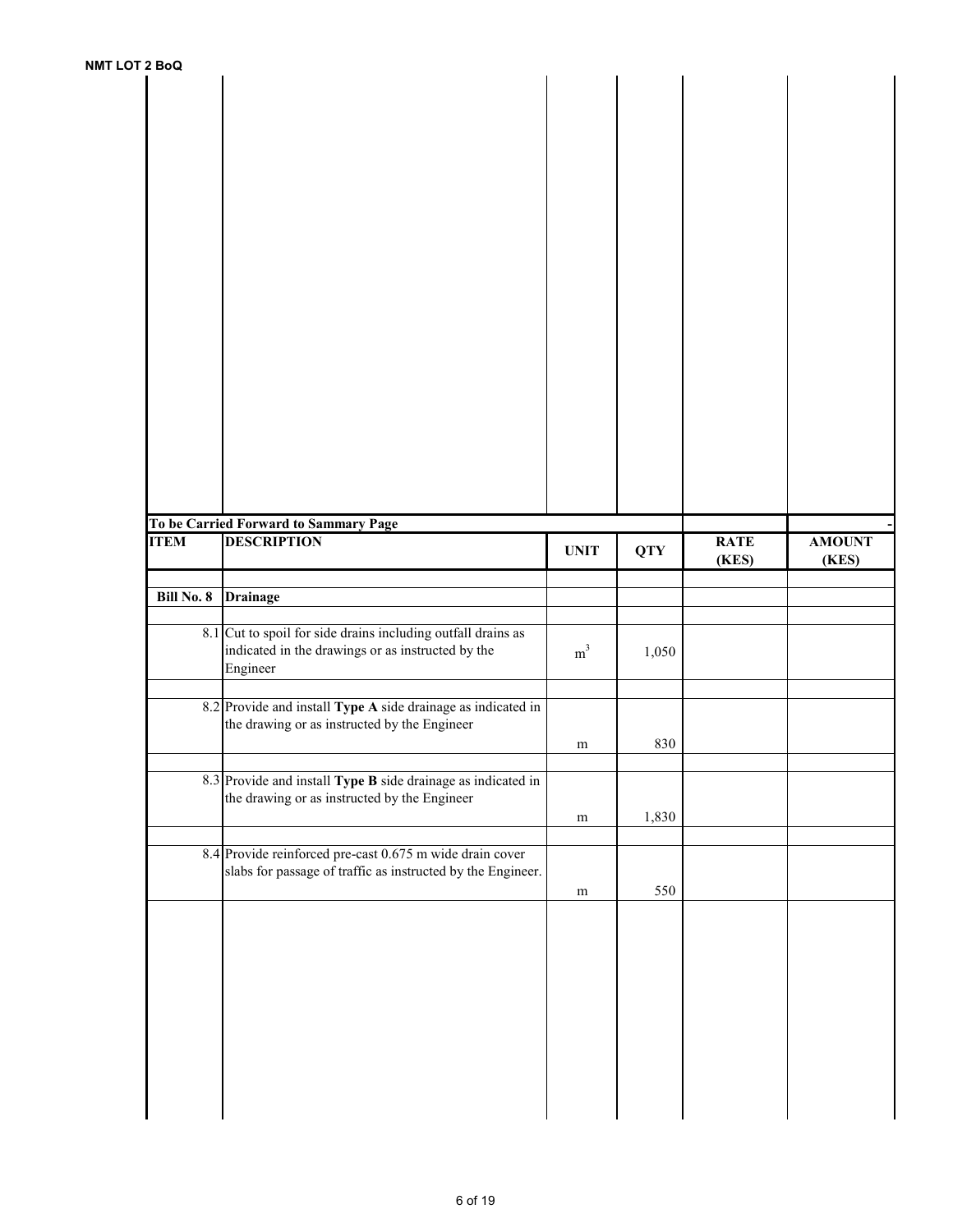| ITEM | DESCRIPTION | UNIT | QTY | RATE (KES) | AMOUNT (KES) |
|---|---|---|---|---|---|
| | **To be Carried Forward to Sammary Page** | | | | - |

| ITEM | DESCRIPTION | UNIT | QTY | RATE (KES) | AMOUNT (KES) |
|---|---|---|---|---|---|
| **Bill No. 8** | **Drainage** | | | | |
| 8.1 | Cut to spoil for side drains including outfall drains as indicated in the drawings or as instructed by the Engineer | $m^3$ | 1,050 | | |
| 8.2 | Provide and install **Type A** side drainage as indicated in the drawing or as instructed by the Engineer | m | 830 | | |
| 8.3 | Provide and install **Type B** side drainage as indicated in the drawing or as instructed by the Engineer | m | 1,830 | | |
| 8.4 | Provide reinforced pre-cast 0.675 m wide drain cover slabs for passage of traffic as instructed by the Engineer. | m | 550 | | |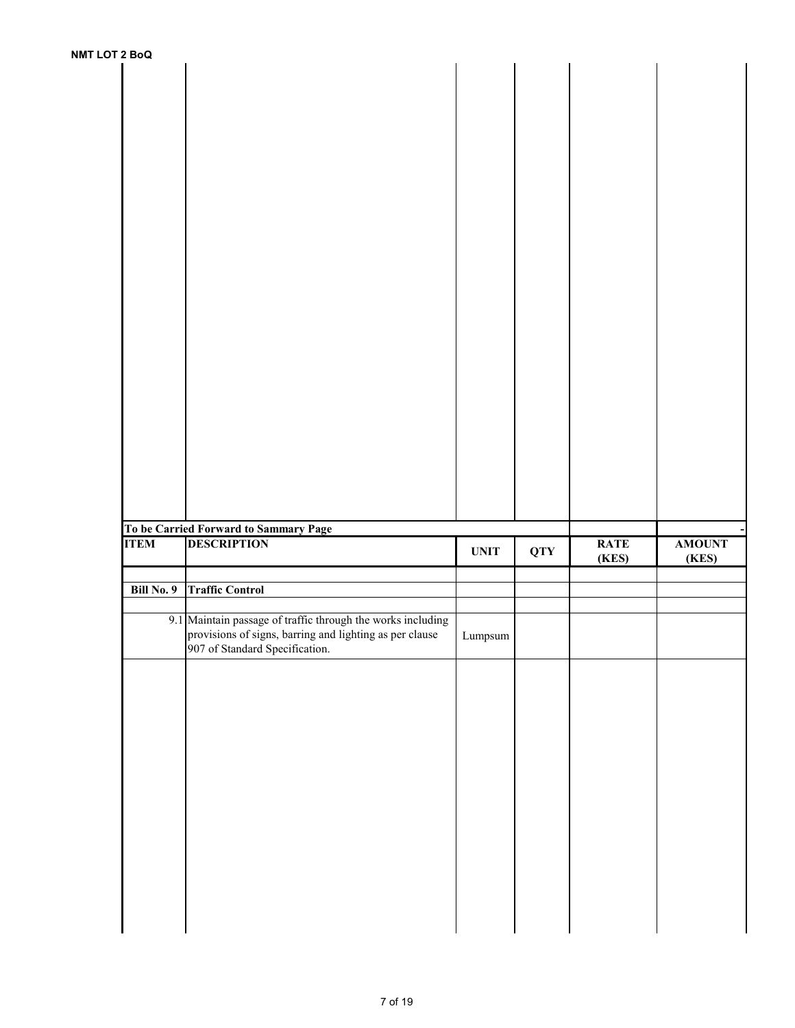| | To be Carried Forward to Sammary Page | | | | - |
|---|---|---|---|---|---|
| **ITEM** | **DESCRIPTION** | **UNIT** | **QTY** | **RATE (KES)** | **AMOUNT (KES)** |
| | | | | | |
| **Bill No. 9** | **Traffic Control** | | | | |
| | | | | | |
| 9.1 | Maintain passage of traffic through the works including provisions of signs, barring and lighting as per clause 907 of Standard Specification. | Lumpsum | | | |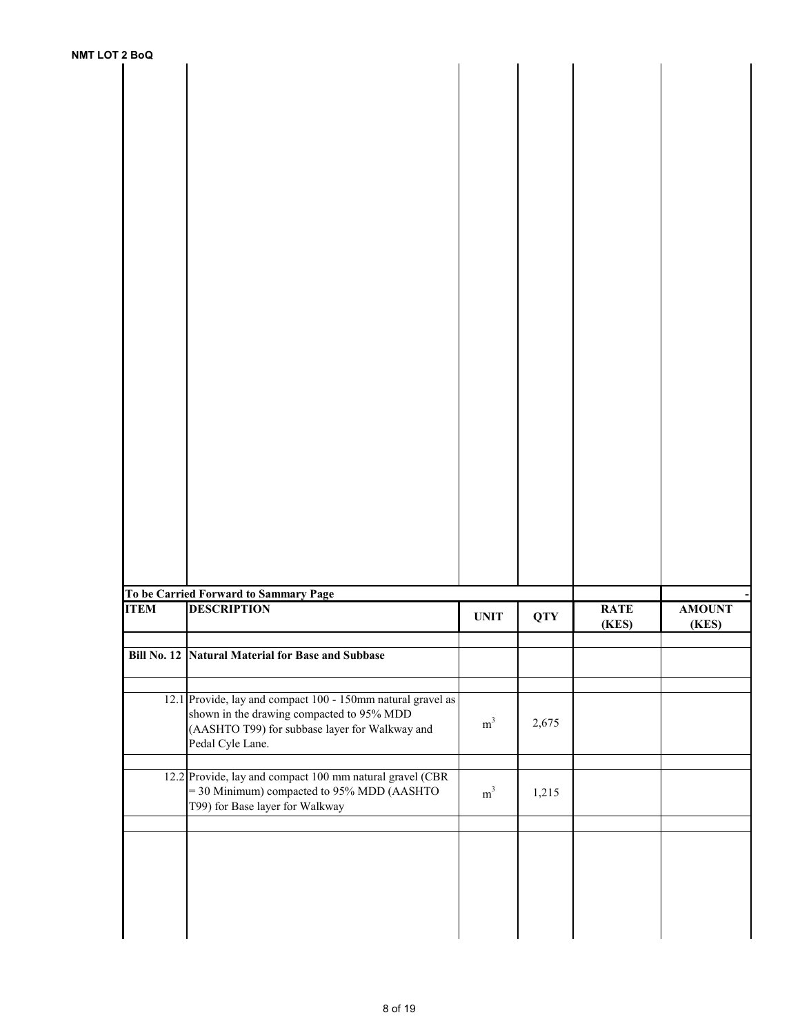| | | | | | |
|---|---|---|---|---|---|
| **To be Carried Forward to Sammary Page** | | | | | - |

| ITEM | DESCRIPTION | UNIT | QTY | RATE (KES) | AMOUNT (KES) |
|---|---|---|---|---|---|
| | | | | | |
| **Bill No. 12** | **Natural Material for Base and Subbase** | | | | |
| | | | | | |
| 12.1 | Provide, lay and compact 100 - 150mm natural gravel as shown in the drawing compacted to 95% MDD (AASHTO T99) for subbase layer for Walkway and Pedal Cyle Lane. | $m^3$ | 2,675 | | |
| | | | | | |
| 12.2 | Provide, lay and compact 100 mm natural gravel (CBR = 30 Minimum) compacted to 95% MDD (AASHTO T99) for Base layer for Walkway | $m^3$ | 1,215 | | |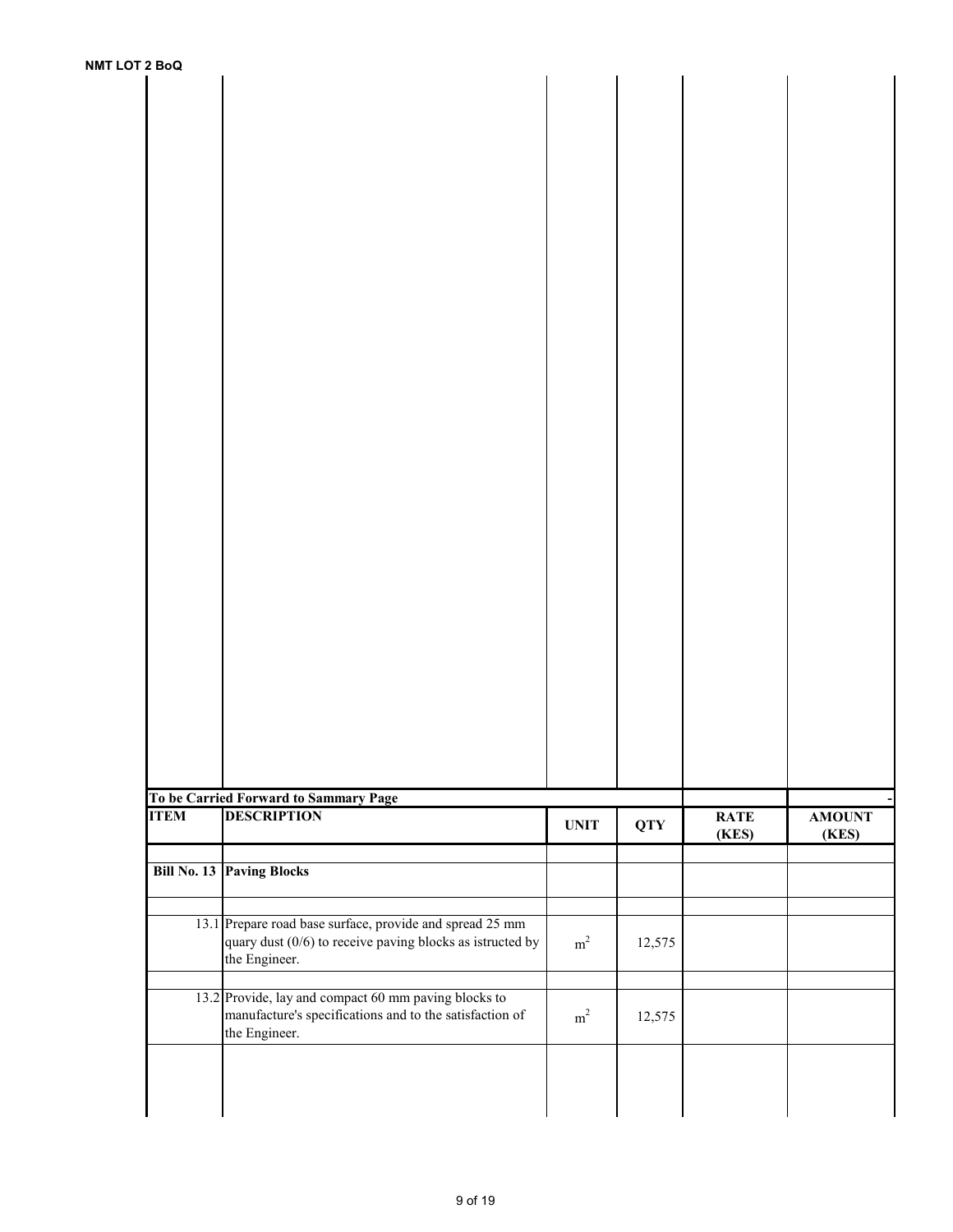| | | | | | |
|---|---|---|---|---|---|
| **To be Carried Forward to Sammary Page** | | | | | - |

| ITEM | DESCRIPTION | UNIT | QTY | RATE (KES) | AMOUNT (KES) |
|---|---|---|---|---|---|
| **Bill No. 13** | **Paving Blocks** | | | | |
| 13.1 | Prepare road base surface, provide and spread 25 mm quary dust (0/6) to receive paving blocks as istructed by the Engineer. | $m^2$ | 12,575 | | |
| 13.2 | Provide, lay and compact 60 mm paving blocks to manufacture's specifications and to the satisfaction of the Engineer. | $m^2$ | 12,575 | | |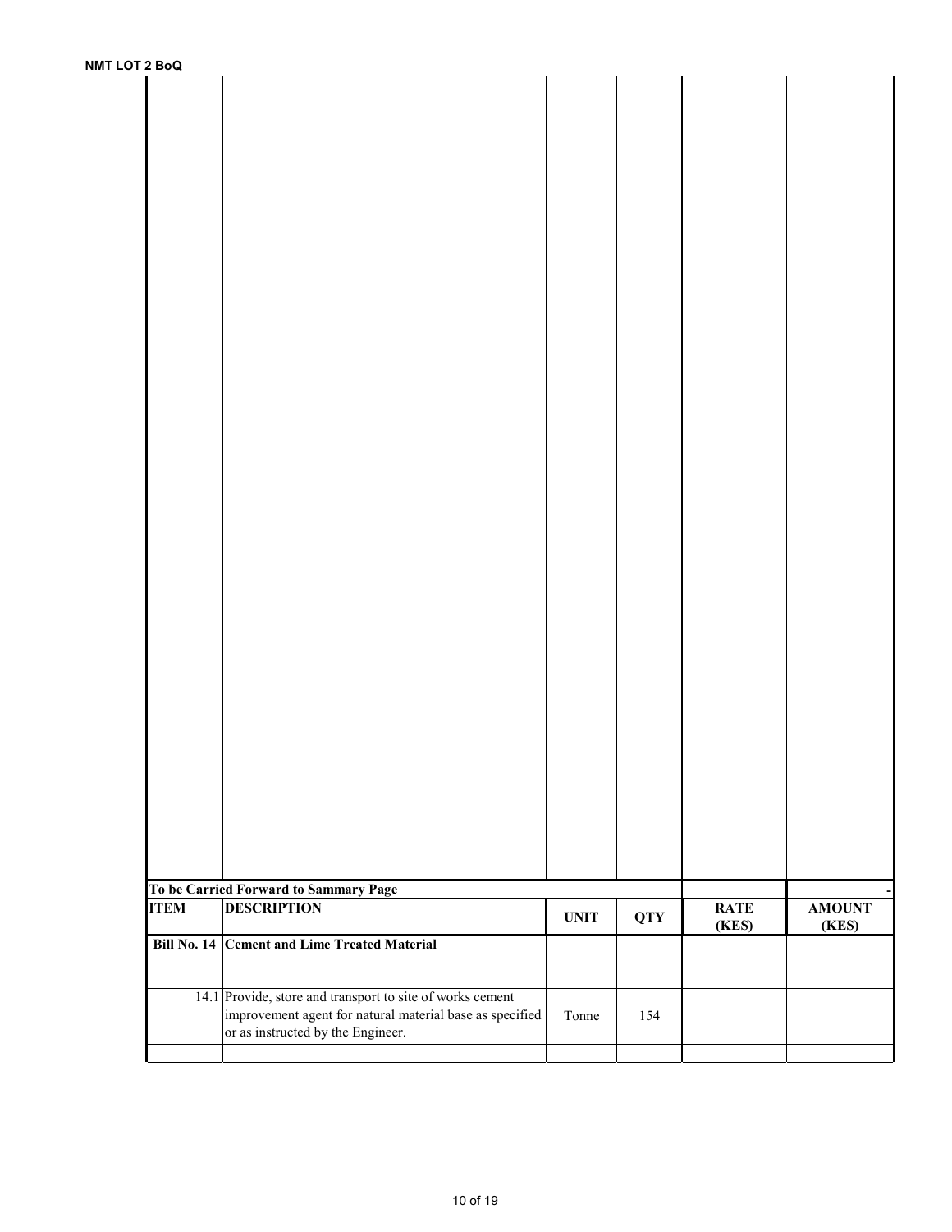| | | | | | |
|---|---|---|---|---|---|
| **To be Carried Forward to Sammary Page** | | | | | - |

| ITEM | DESCRIPTION | UNIT | QTY | RATE (KES) | AMOUNT (KES) |
|---|---|---|---|---|---|
| **Bill No. 14** | **Cement and Lime Treated Material** | | | | |
| 14.1 | Provide, store and transport to site of works cement improvement agent for natural material base as specified or as instructed by the Engineer. | Tonne | 154 | | |
| | | | | | |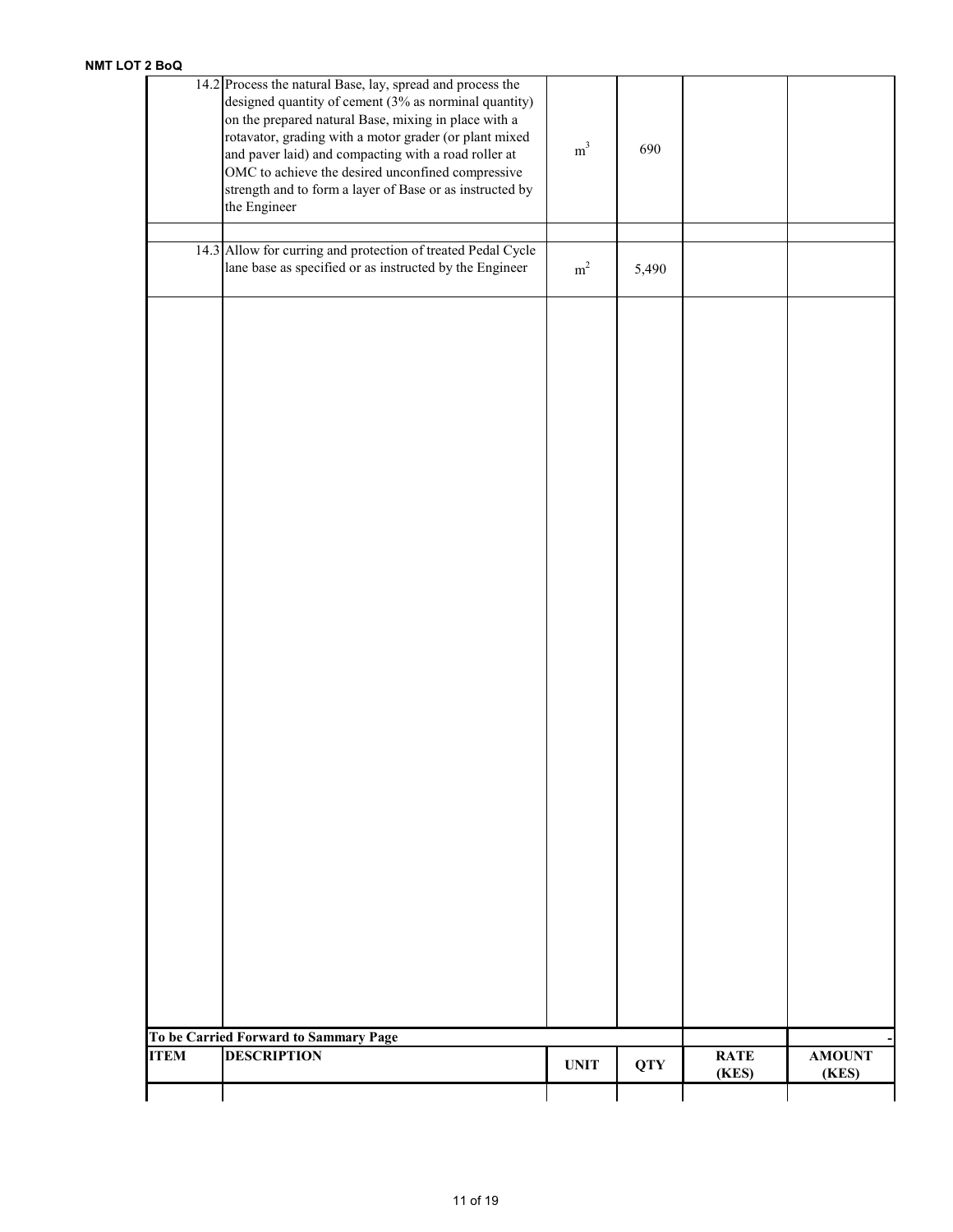**NMT LOT 2 BoQ**

| ITEM | DESCRIPTION | UNIT | QTY | RATE (KES) | AMOUNT (KES) |
|---|---|---|---|---|---|
| 14.2 | Process the natural Base, lay, spread and process the designed quantity of cement (3% as norminal quantity) on the prepared natural Base, mixing in place with a rotavator, grading with a motor grader (or plant mixed and paver laid) and compacting with a road roller at OMC to achieve the desired unconfined compressive strength and to form a layer of Base or as instructed by the Engineer | $m^3$ | 690 | | |
| | | | | | |
| 14.3 | Allow for curring and protection of treated Pedal Cycle lane base as specified or as instructed by the Engineer | $m^2$ | 5,490 | | |
| | **To be Carried Forward to Sammary Page** | | | | - |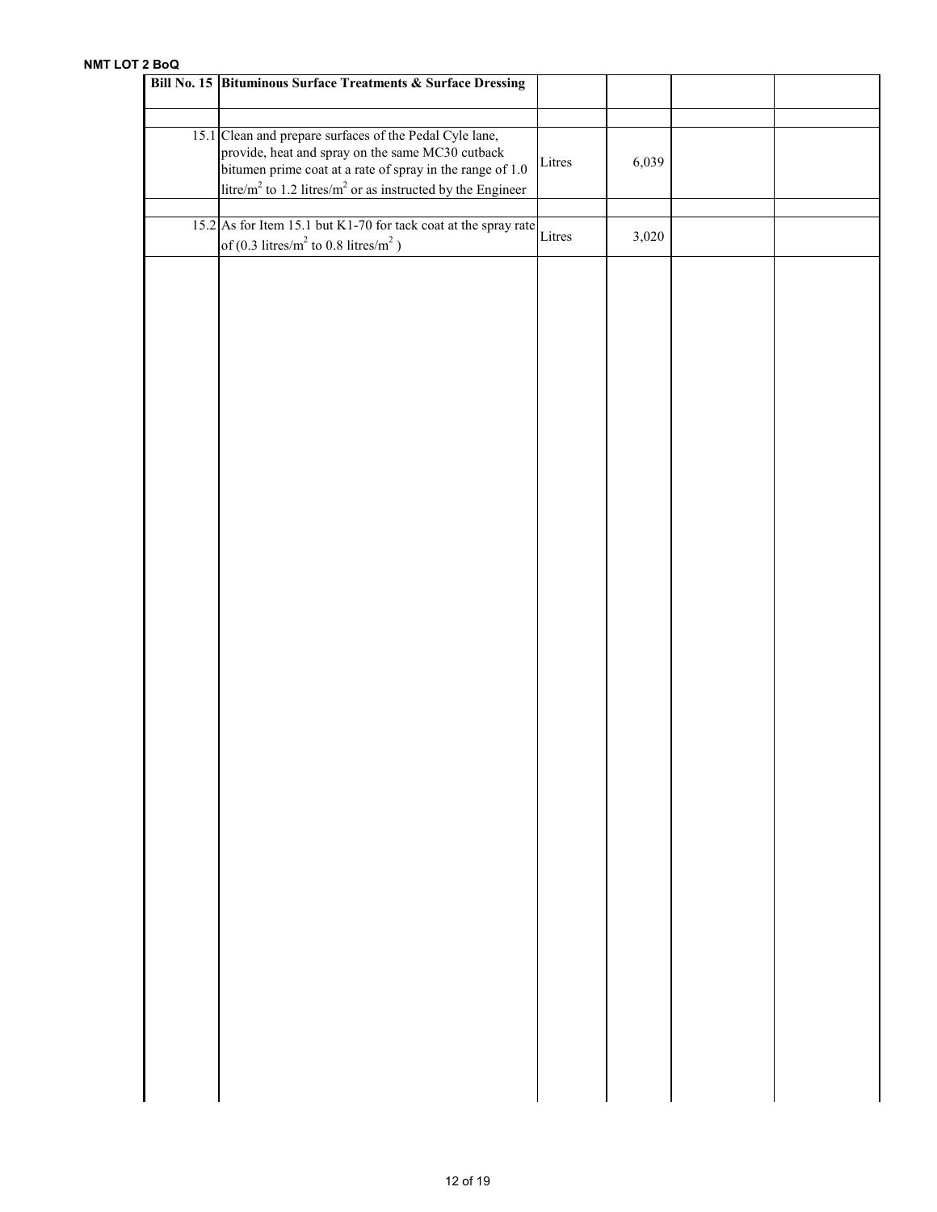**NMT LOT 2 BoQ**

| Bill No. 15 | Bituminous Surface Treatments & Surface Dressing | | | | |
|---|---|---|---|---|---|
| | | | | | |
| 15.1 | Clean and prepare surfaces of the Pedal Cyle lane, provide, heat and spray on the same MC30 cutback bitumen prime coat at a rate of spray in the range of 1.0 litre/$m^2$ to 1.2 litres/$m^2$ or as instructed by the Engineer | Litres | 6,039 | | |
| | | | | | |
| 15.2 | As for Item 15.1 but K1-70 for tack coat at the spray rate of (0.3 litres/$m^2$ to 0.8 litres/$m^2$ ) | Litres | 3,020 | | |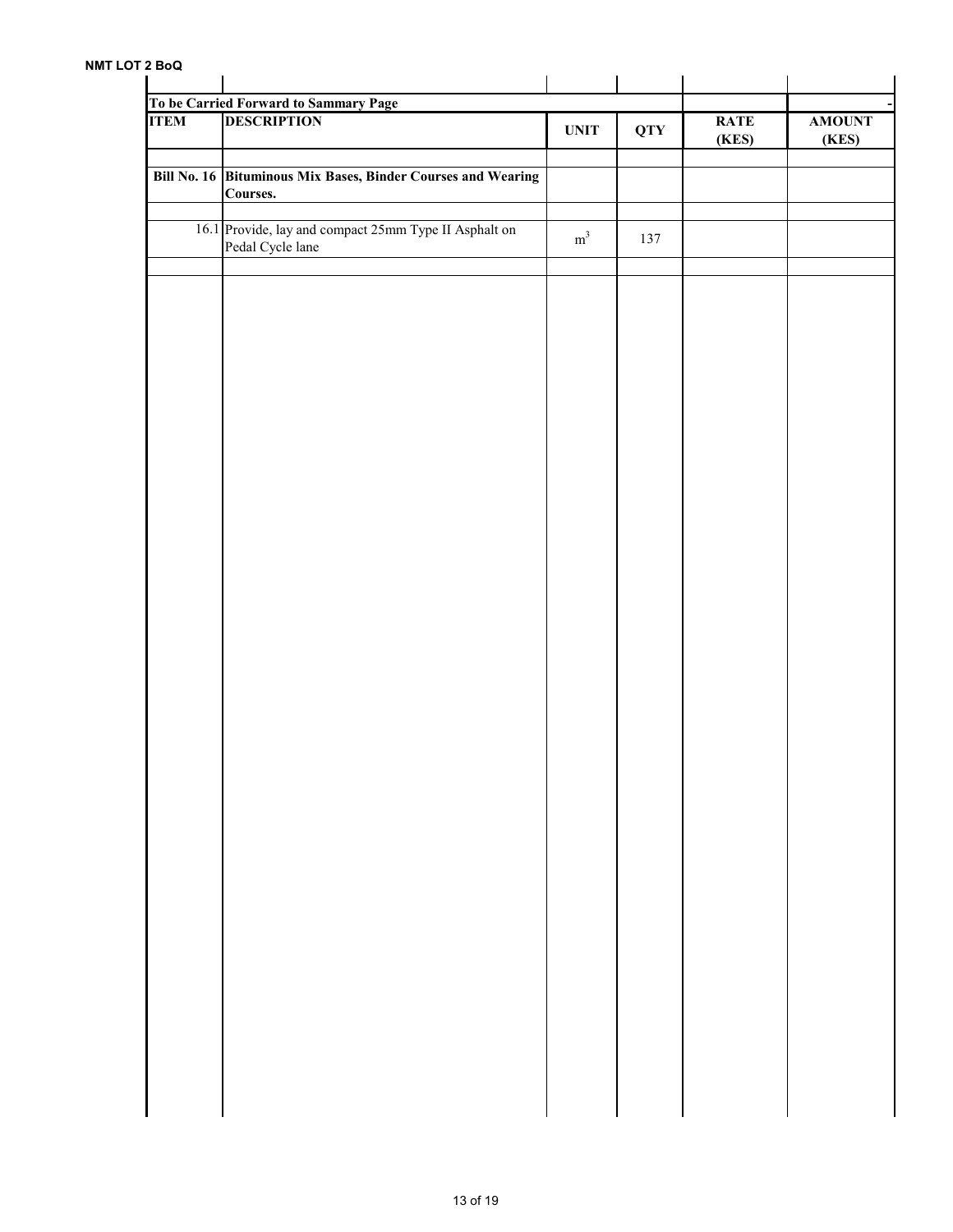| To be Carried Forward to Sammary Page | | | | | - |
|---|---|---|---|---|---|
| **ITEM** | **DESCRIPTION** | **UNIT** | **QTY** | **RATE (KES)** | **AMOUNT (KES)** |
| | | | | | |
| **Bill No. 16** | **Bituminous Mix Bases, Binder Courses and Wearing Courses.** | | | | |
| | | | | | |
| 16.1 | Provide, lay and compact 25mm Type II Asphalt on Pedal Cycle lane | $m^3$ | 137 | | |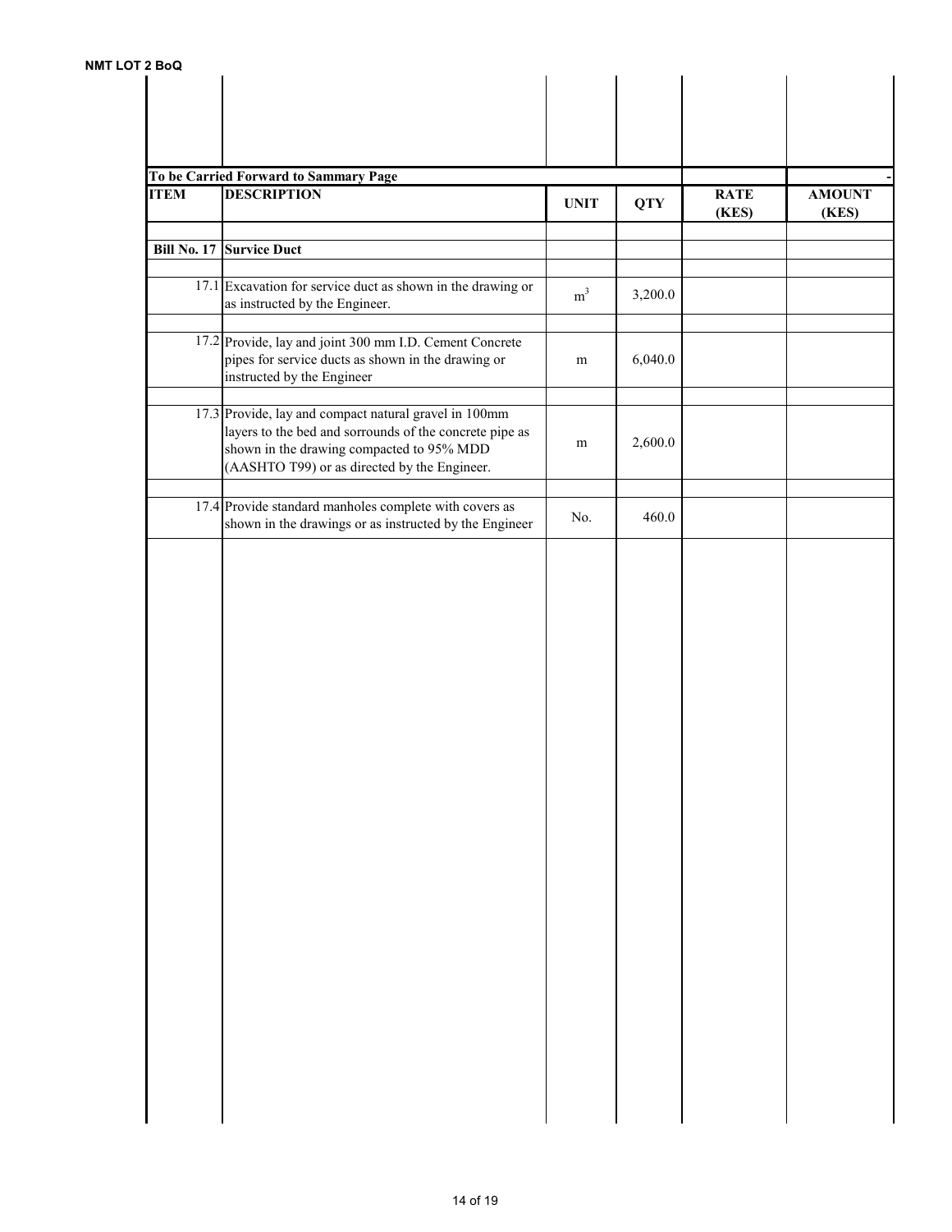| To be Carried Forward to Sammary Page | | | | | - |
|---|---|---|---|---|---|
| **ITEM** | **DESCRIPTION** | **UNIT** | **QTY** | **RATE (KES)** | **AMOUNT (KES)** |
| | | | | | |
| **Bill No. 17** | **Survice Duct** | | | | |
| | | | | | |
| 17.1 | Excavation for service duct as shown in the drawing or as instructed by the Engineer. | $m^3$ | 3,200.0 | | |
| | | | | | |
| 17.2 | Provide, lay and joint 300 mm I.D. Cement Concrete pipes for service ducts as shown in the drawing or instructed by the Engineer | m | 6,040.0 | | |
| | | | | | |
| 17.3 | Provide, lay and compact natural gravel in 100mm layers to the bed and sorrounds of the concrete pipe as shown in the drawing compacted to 95% MDD (AASHTO T99) or as directed by the Engineer. | m | 2,600.0 | | |
| | | | | | |
| 17.4 | Provide standard manholes complete with covers as shown in the drawings or as instructed by the Engineer | No. | 460.0 | | |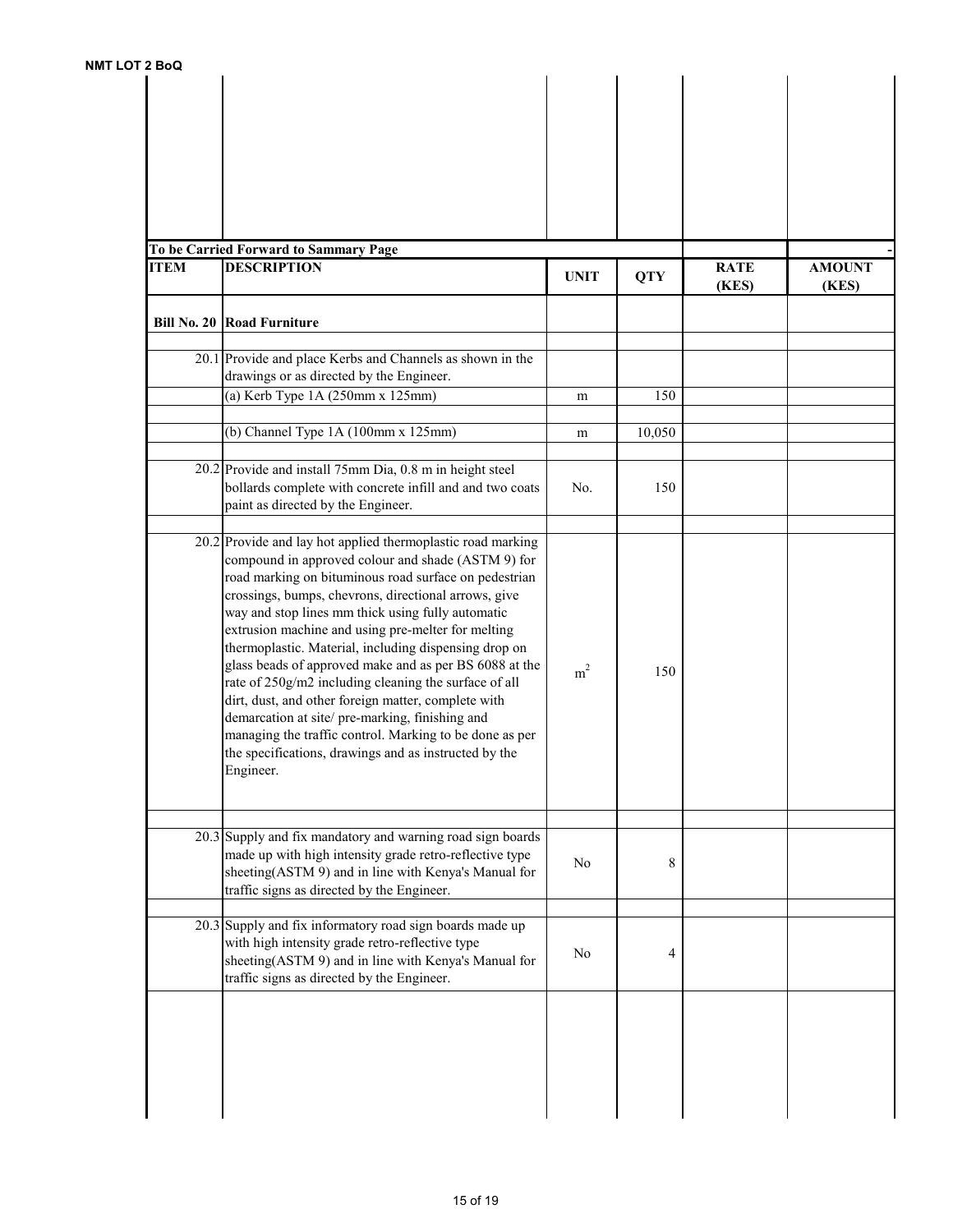| | To be Carried Forward to Sammary Page | | | | - |
|---|---|---|---|---|---|
| **ITEM** | **DESCRIPTION** | **UNIT** | **QTY** | **RATE (KES)** | **AMOUNT (KES)** |
| **Bill No. 20** | **Road Furniture** | | | | |
| 20.1 | Provide and place Kerbs and Channels as shown in the drawings or as directed by the Engineer. | | | | |
| | (a) Kerb Type 1A (250mm x 125mm) | m | 150 | | |
| | (b) Channel Type 1A (100mm x 125mm) | m | 10,050 | | |
| 20.2 | Provide and install 75mm Dia, 0.8 m in height steel bollards complete with concrete infill and and two coats paint as directed by the Engineer. | No. | 150 | | |
| 20.2 | Provide and lay hot applied thermoplastic road marking compound in approved colour and shade (ASTM 9) for road marking on bituminous road surface on pedestrian crossings, bumps, chevrons, directional arrows, give way and stop lines mm thick using fully automatic extrusion machine and using pre-melter for melting thermoplastic. Material, including dispensing drop on glass beads of approved make and as per BS 6088 at the rate of 250g/m2 including cleaning the surface of all dirt, dust, and other foreign matter, complete with demarcation at site/ pre-marking, finishing and managing the traffic control. Marking to be done as per the specifications, drawings and as instructed by the Engineer. | $m^2$ | 150 | | |
| 20.3 | Supply and fix mandatory and warning road sign boards made up with high intensity grade retro-reflective type sheeting(ASTM 9) and in line with Kenya's Manual for traffic signs as directed by the Engineer. | No | 8 | | |
| 20.3 | Supply and fix informatory road sign boards made up with high intensity grade retro-reflective type sheeting(ASTM 9) and in line with Kenya's Manual for traffic signs as directed by the Engineer. | No | 4 | | |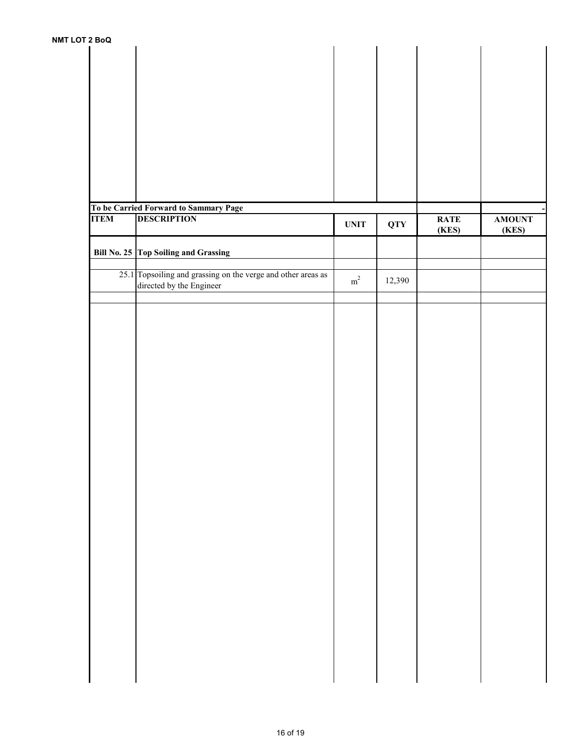| | | | | | |
|---|---|---|---|---|---|
| To be Carried Forward to Sammary Page | | | | | - |

| ITEM | DESCRIPTION | UNIT | QTY | RATE (KES) | AMOUNT (KES) |
|---|---|---|---|---|---|
| Bill No. 25 | Top Soiling and Grassing | | | | |
| | | | | | |
| 25.1 | Topsoiling and grassing on the verge and other areas as directed by the Engineer | $m^2$ | 12,390 | | |
| | | | | | |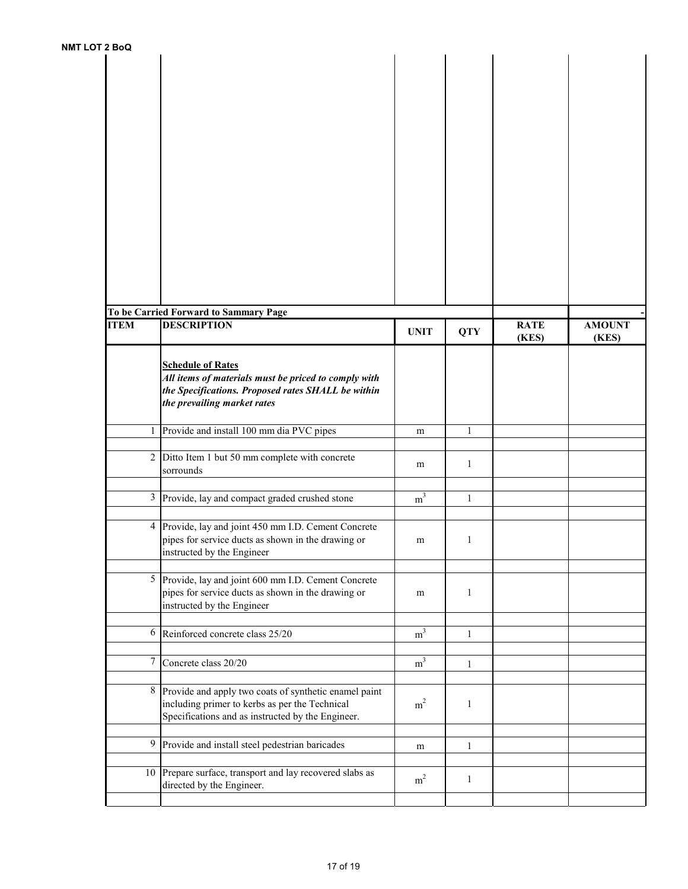| | | | | | |
|---|---|---|---|---|---|
| | **To be Carried Forward to Sammary Page** | | | | - |

| ITEM | DESCRIPTION | UNIT | QTY | RATE (KES) | AMOUNT (KES) |
|---|---|---|---|---|---|
| | **Schedule of Rates** ***All items of materials must be priced to comply with the Specifications. Proposed rates SHALL be within the prevailing market rates*** | | | | |
| 1 | Provide and install 100 mm dia PVC pipes | m | 1 | | |
| 2 | Ditto Item 1 but 50 mm complete with concrete sorrounds | m | 1 | | |
| 3 | Provide, lay and compact graded crushed stone | $m^3$ | 1 | | |
| 4 | Provide, lay and joint 450 mm I.D. Cement Concrete pipes for service ducts as shown in the drawing or instructed by the Engineer | m | 1 | | |
| 5 | Provide, lay and joint 600 mm I.D. Cement Concrete pipes for service ducts as shown in the drawing or instructed by the Engineer | m | 1 | | |
| 6 | Reinforced concrete class 25/20 | $m^3$ | 1 | | |
| 7 | Concrete class 20/20 | $m^3$ | 1 | | |
| 8 | Provide and apply two coats of synthetic enamel paint including primer to kerbs as per the Technical Specifications and as instructed by the Engineer. | $m^2$ | 1 | | |
| 9 | Provide and install steel pedestrian baricades | m | 1 | | |
| 10 | Prepare surface, transport and lay recovered slabs as directed by the Engineer. | $m^2$ | 1 | | |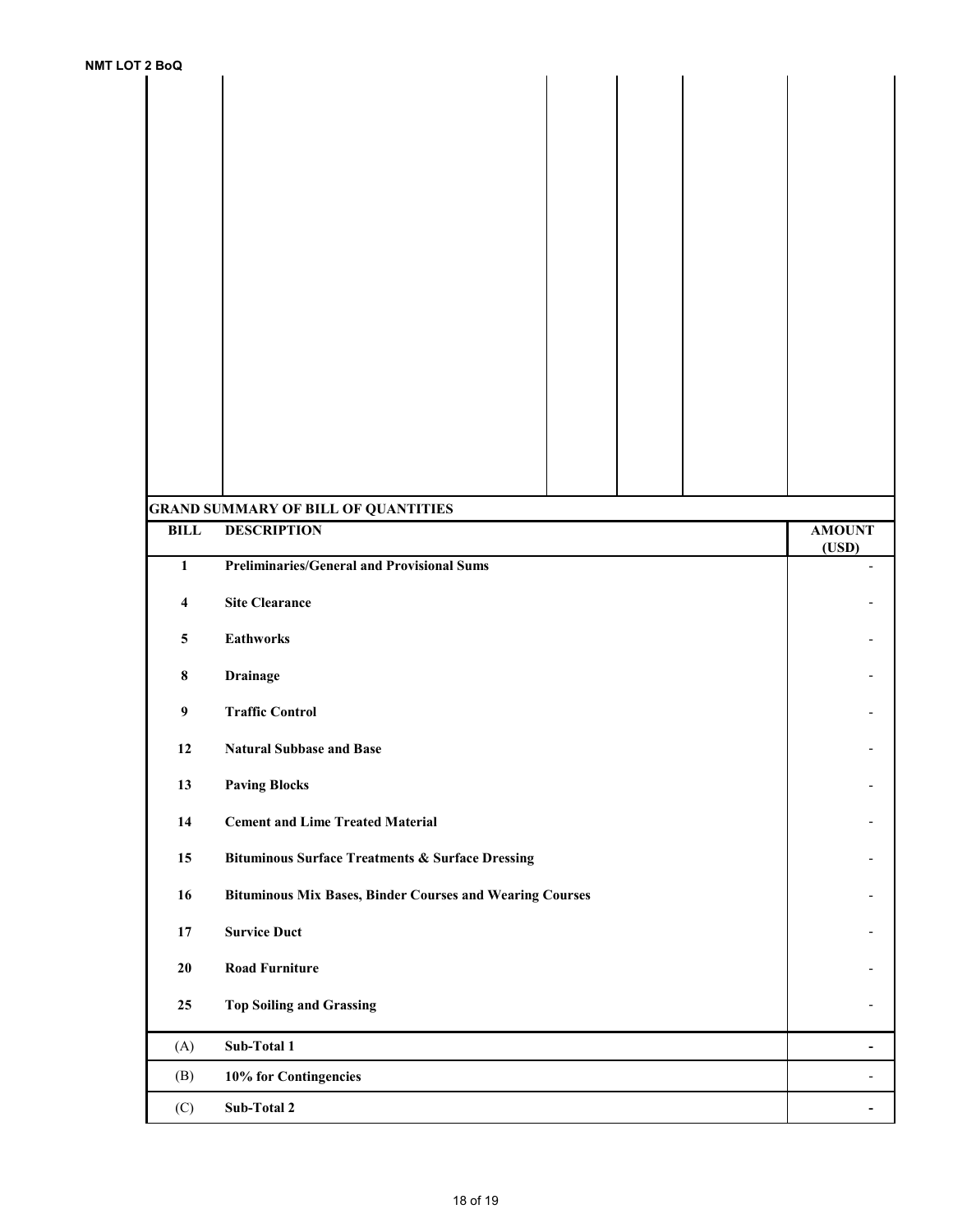## GRAND SUMMARY OF BILL OF QUANTITIES

| BILL | DESCRIPTION | AMOUNT (USD) |
|---|---|---|
| 1 | **Preliminaries/General and Provisional Sums** | - |
| 4 | **Site Clearance** | - |
| 5 | **Eathworks** | - |
| 8 | **Drainage** | - |
| 9 | **Traffic Control** | - |
| 12 | **Natural Subbase and Base** | - |
| 13 | **Paving Blocks** | - |
| 14 | **Cement and Lime Treated Material** | - |
| 15 | **Bituminous Surface Treatments & Surface Dressing** | - |
| 16 | **Bituminous Mix Bases, Binder Courses and Wearing Courses** | - |
| 17 | **Survice Duct** | - |
| 20 | **Road Furniture** | - |
| 25 | **Top Soiling and Grassing** | - |
| (A) | **Sub-Total 1** | - |
| (B) | **10% for Contingencies** | - |
| (C) | **Sub-Total 2** | - |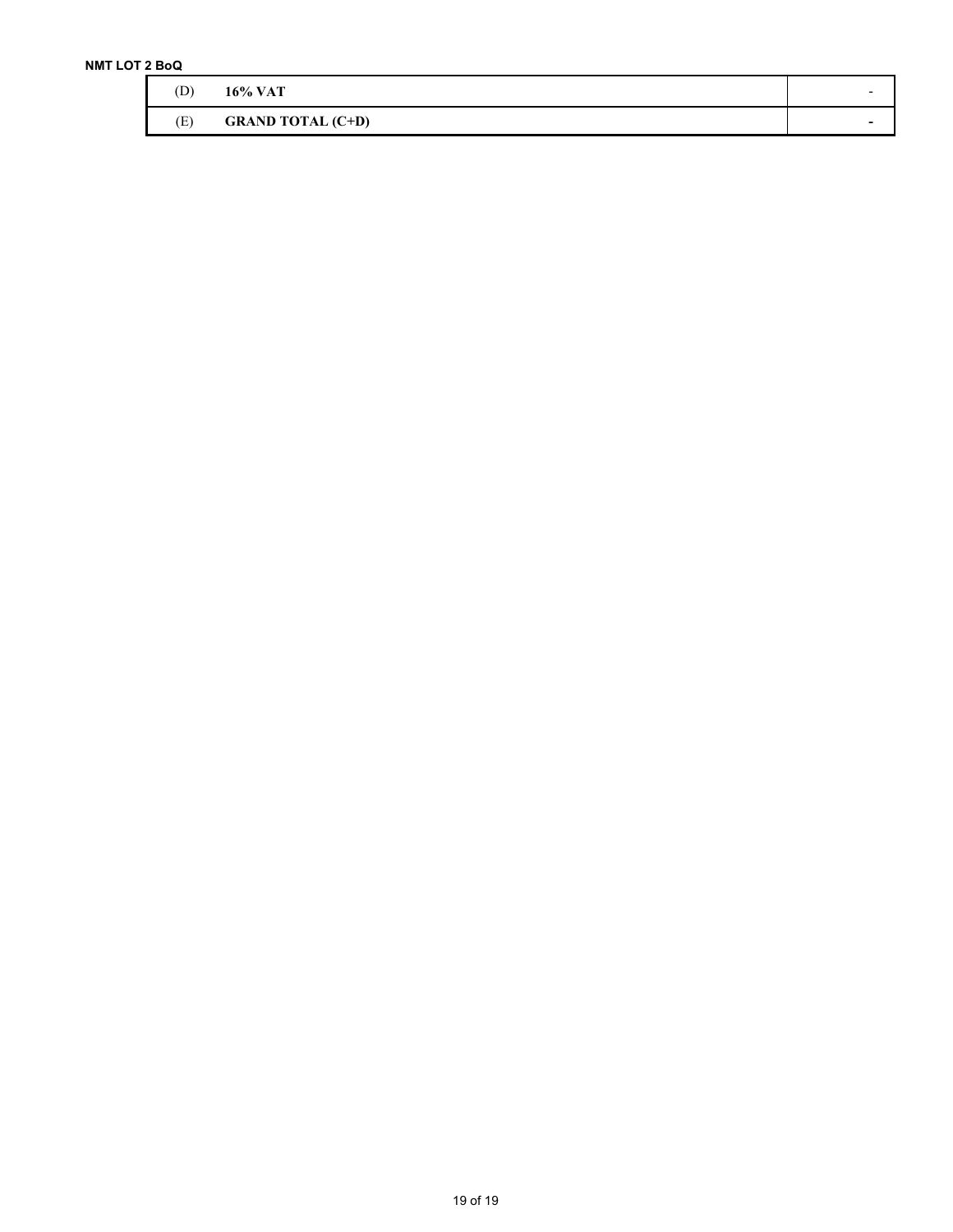**NMT LOT 2 BoQ**

| | | |
|---|---|---|
| (D) | **16% VAT** | - |
| (E) | **GRAND TOTAL (C+D)** | **-** |